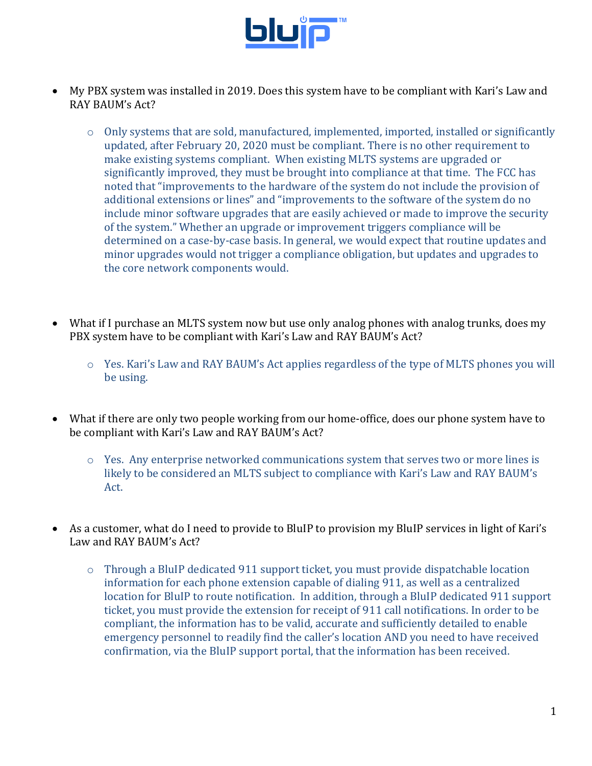- My PBX system was installed in 2019. Does this system have to be compliant with Kari's Law and RAY BAUM's Act?

    - Only systems that are sold, manufactured, implemented, imported, installed or significantly updated, after February 20, 2020 must be compliant. There is no other requirement to make existing systems compliant. When existing MLTS systems are upgraded or significantly improved, they must be brought into compliance at that time. The FCC has noted that "improvements to the hardware of the system do not include the provision of additional extensions or lines" and "improvements to the software of the system do no include minor software upgrades that are easily achieved or made to improve the security of the system." Whether an upgrade or improvement triggers compliance will be determined on a case-by-case basis. In general, we would expect that routine updates and minor upgrades would not trigger a compliance obligation, but updates and upgrades to the core network components would.

- What if I purchase an MLTS system now but use only analog phones with analog trunks, does my PBX system have to be compliant with Kari's Law and RAY BAUM's Act?

    - Yes. Kari's Law and RAY BAUM's Act applies regardless of the type of MLTS phones you will be using.

- What if there are only two people working from our home-office, does our phone system have to be compliant with Kari's Law and RAY BAUM's Act?

    - Yes. Any enterprise networked communications system that serves two or more lines is likely to be considered an MLTS subject to compliance with Kari's Law and RAY BAUM's Act.

- As a customer, what do I need to provide to BluIP to provision my BluIP services in light of Kari's Law and RAY BAUM's Act?

    - Through a BluIP dedicated 911 support ticket, you must provide dispatchable location information for each phone extension capable of dialing 911, as well as a centralized location for BluIP to route notification. In addition, through a BluIP dedicated 911 support ticket, you must provide the extension for receipt of 911 call notifications. In order to be compliant, the information has to be valid, accurate and sufficiently detailed to enable emergency personnel to readily find the caller's location AND you need to have received confirmation, via the BluIP support portal, that the information has been received.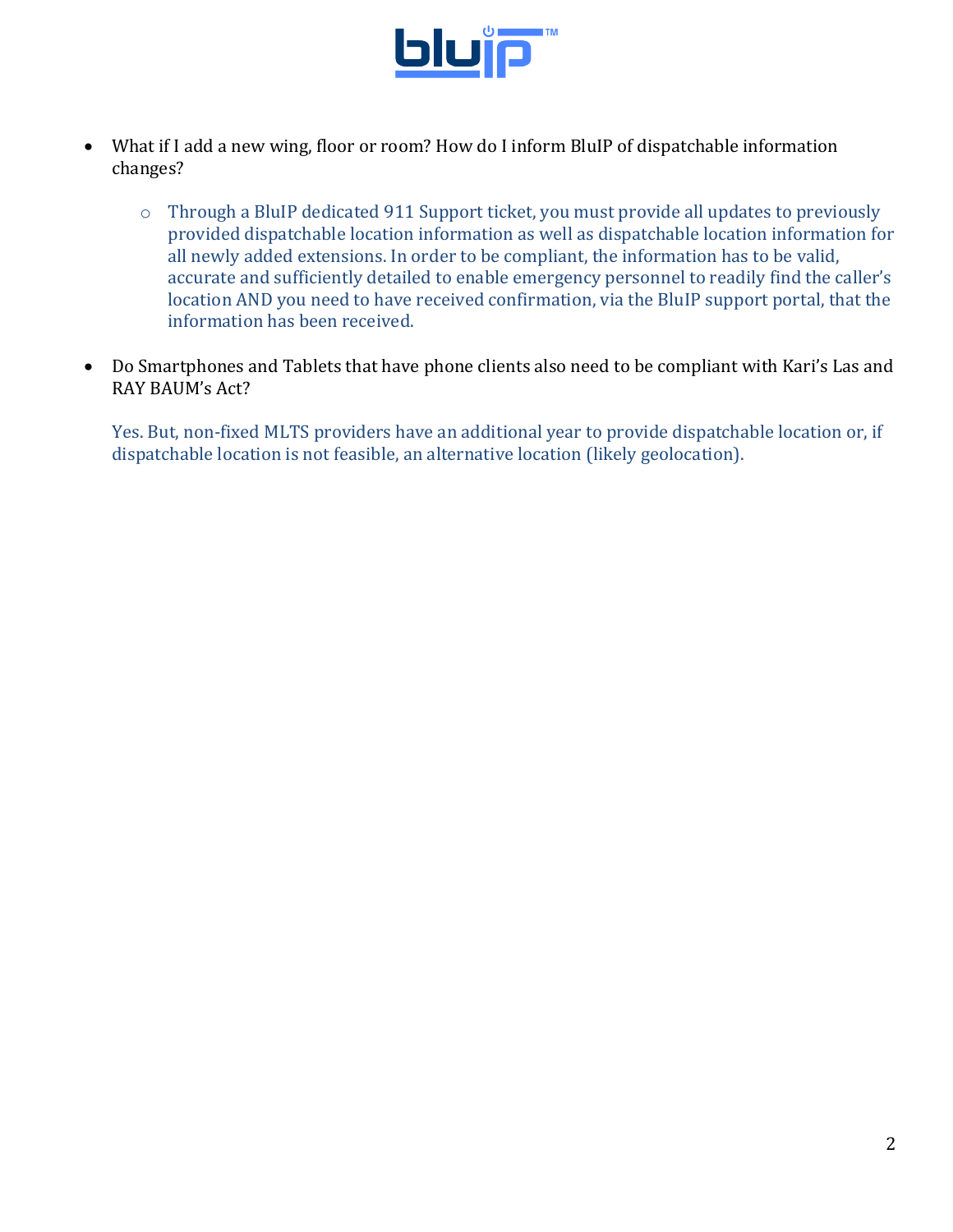- What if I add a new wing, floor or room? How do I inform BluIP of dispatchable information changes?

    - Through a BluIP dedicated 911 Support ticket, you must provide all updates to previously provided dispatchable location information as well as dispatchable location information for all newly added extensions. In order to be compliant, the information has to be valid, accurate and sufficiently detailed to enable emergency personnel to readily find the caller's location AND you need to have received confirmation, via the BluIP support portal, that the information has been received.

- Do Smartphones and Tablets that have phone clients also need to be compliant with Kari's Las and RAY BAUM's Act?

  Yes. But, non-fixed MLTS providers have an additional year to provide dispatchable location or, if dispatchable location is not feasible, an alternative location (likely geolocation).